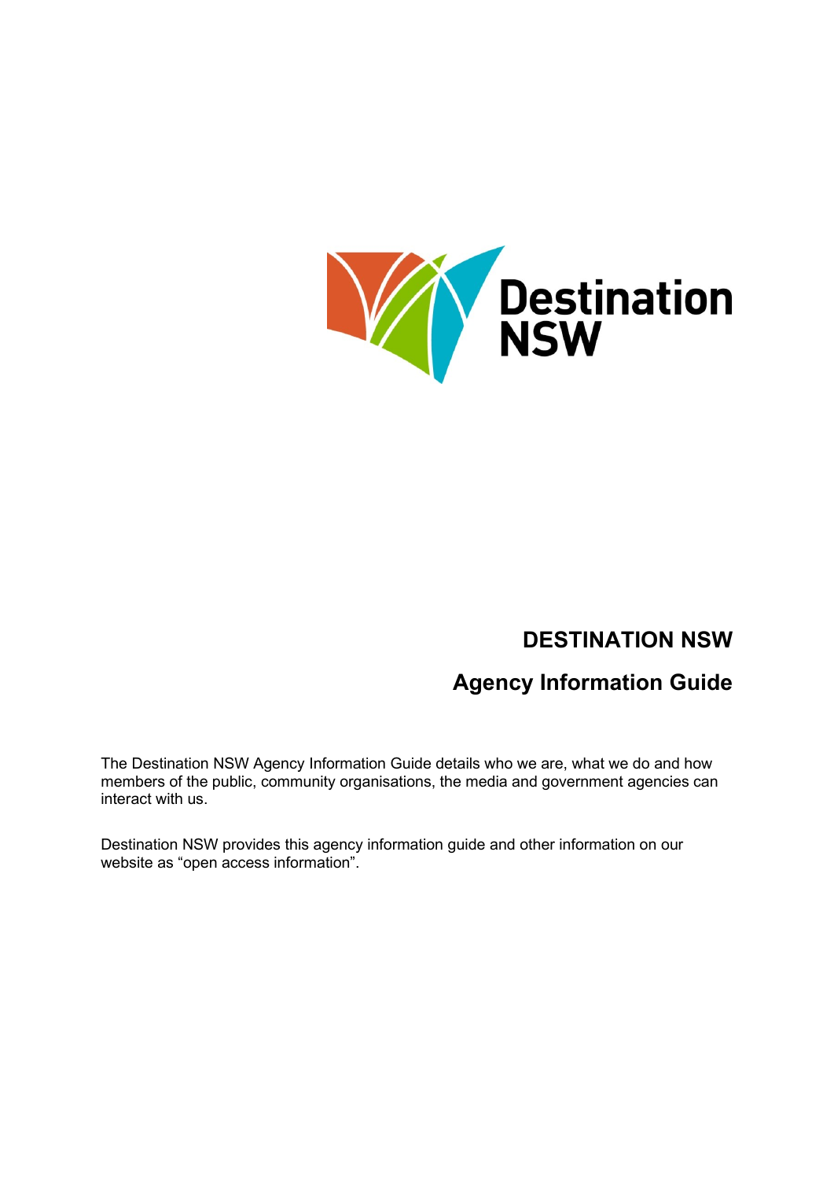# DESTINATION NSW

## Agency Information Guide

The Destination NSW Agency Information Guide details who we are, what we do and how members of the public, community organisations, the media and government agencies can interact with us.

Destination NSW provides this agency information guide and other information on our website as "open access information".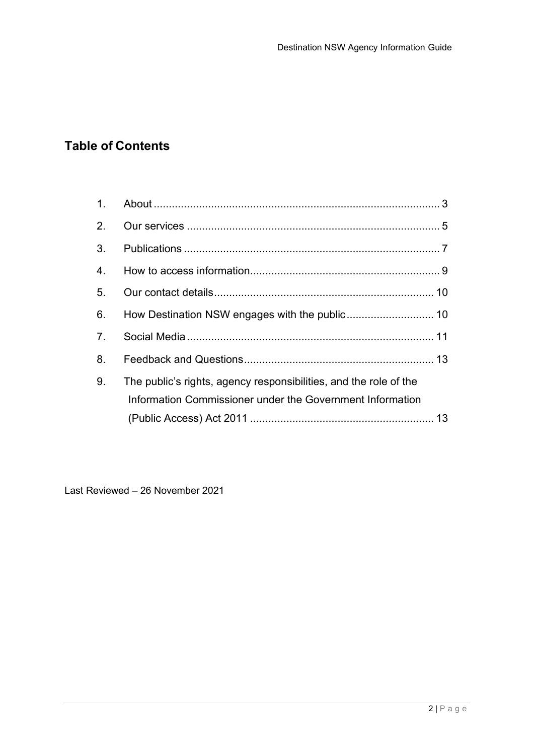## Table of Contents

1. About .............................................................................................. 3
2. Our services ................................................................................... 5
3. Publications .................................................................................... 7
4. How to access information.............................................................. 9
5. Our contact details........................................................................ 10
6. How Destination NSW engages with the public............................. 10
7. Social Media ................................................................................. 11
8. Feedback and Questions.............................................................. 13
9. The public's rights, agency responsibilities, and the role of the Information Commissioner under the Government Information (Public Access) Act 2011 ............................................................ 13

Last Reviewed – 26 November 2021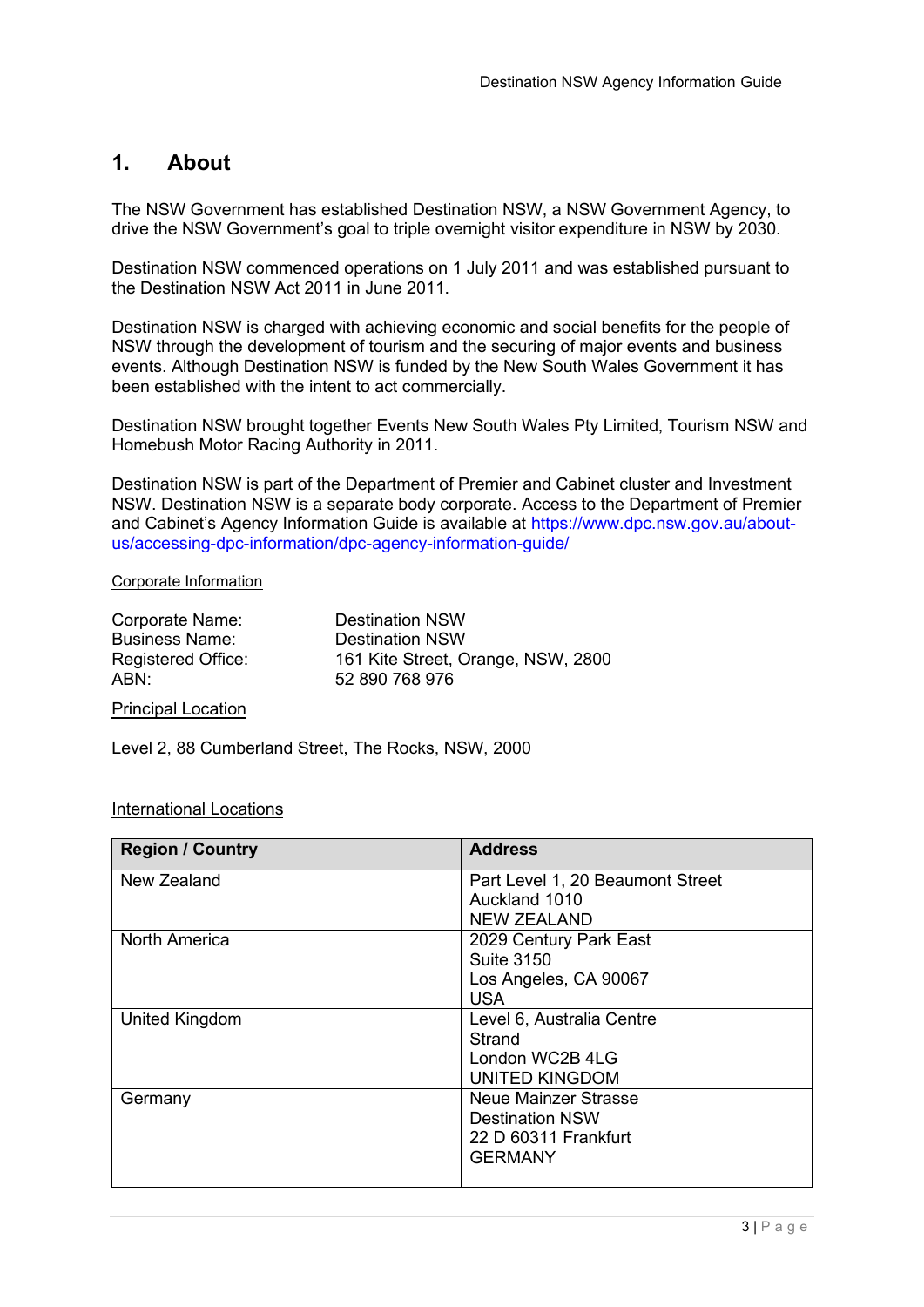# 1. About

The NSW Government has established Destination NSW, a NSW Government Agency, to drive the NSW Government's goal to triple overnight visitor expenditure in NSW by 2030.

Destination NSW commenced operations on 1 July 2011 and was established pursuant to the Destination NSW Act 2011 in June 2011.

Destination NSW is charged with achieving economic and social benefits for the people of NSW through the development of tourism and the securing of major events and business events. Although Destination NSW is funded by the New South Wales Government it has been established with the intent to act commercially.

Destination NSW brought together Events New South Wales Pty Limited, Tourism NSW and Homebush Motor Racing Authority in 2011.

Destination NSW is part of the Department of Premier and Cabinet cluster and Investment NSW. Destination NSW is a separate body corporate. Access to the Department of Premier and Cabinet's Agency Information Guide is available at [https://www.dpc.nsw.gov.au/about-us/accessing-dpc-information/dpc-agency-information-guide/](https://www.dpc.nsw.gov.au/about-us/accessing-dpc-information/dpc-agency-information-guide/)

Corporate Information

| | |
|---|---|
| Corporate Name: | Destination NSW |
| Business Name: | Destination NSW |
| Registered Office: | 161 Kite Street, Orange, NSW, 2800 |
| ABN: | 52 890 768 976 |

Principal Location

Level 2, 88 Cumberland Street, The Rocks, NSW, 2000

International Locations

| Region / Country | Address |
|---|---|
| New Zealand | Part Level 1, 20 Beaumont Street<br>Auckland 1010<br>NEW ZEALAND |
| North America | 2029 Century Park East<br>Suite 3150<br>Los Angeles, CA 90067<br>USA |
| United Kingdom | Level 6, Australia Centre<br>Strand<br>London WC2B 4LG<br>UNITED KINGDOM |
| Germany | Neue Mainzer Strasse<br>Destination NSW<br>22 D 60311 Frankfurt<br>GERMANY |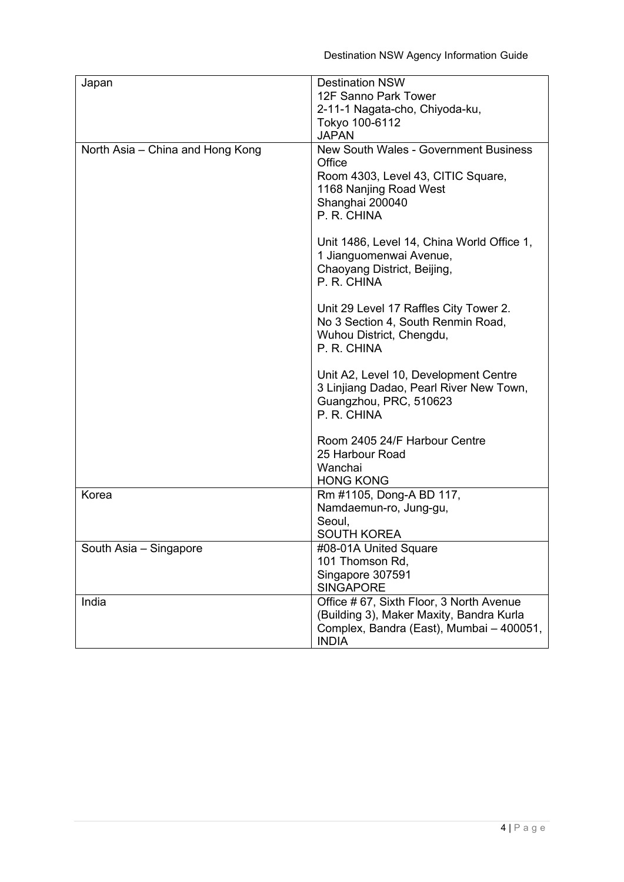| | |
|---|---|
| Japan | Destination NSW<br>12F Sanno Park Tower<br>2-11-1 Nagata-cho, Chiyoda-ku,<br>Tokyo 100-6112<br>JAPAN |
| North Asia – China and Hong Kong | New South Wales - Government Business Office<br>Room 4303, Level 43, CITIC Square,<br>1168 Nanjing Road West<br>Shanghai 200040<br>P. R. CHINA<br><br>Unit 1486, Level 14, China World Office 1,<br>1 Jianguomenwai Avenue,<br>Chaoyang District, Beijing,<br>P. R. CHINA<br><br>Unit 29 Level 17 Raffles City Tower 2.<br>No 3 Section 4, South Renmin Road,<br>Wuhou District, Chengdu,<br>P. R. CHINA<br><br>Unit A2, Level 10, Development Centre<br>3 Linjiang Dadao, Pearl River New Town,<br>Guangzhou, PRC, 510623<br>P. R. CHINA<br><br>Room 2405 24/F Harbour Centre<br>25 Harbour Road<br>Wanchai<br>HONG KONG |
| Korea | Rm #1105, Dong-A BD 117,<br>Namdaemun-ro, Jung-gu,<br>Seoul,<br>SOUTH KOREA |
| South Asia – Singapore | #08-01A United Square<br>101 Thomson Rd,<br>Singapore 307591<br>SINGAPORE |
| India | Office # 67, Sixth Floor, 3 North Avenue (Building 3), Maker Maxity, Bandra Kurla Complex, Bandra (East), Mumbai – 400051, INDIA |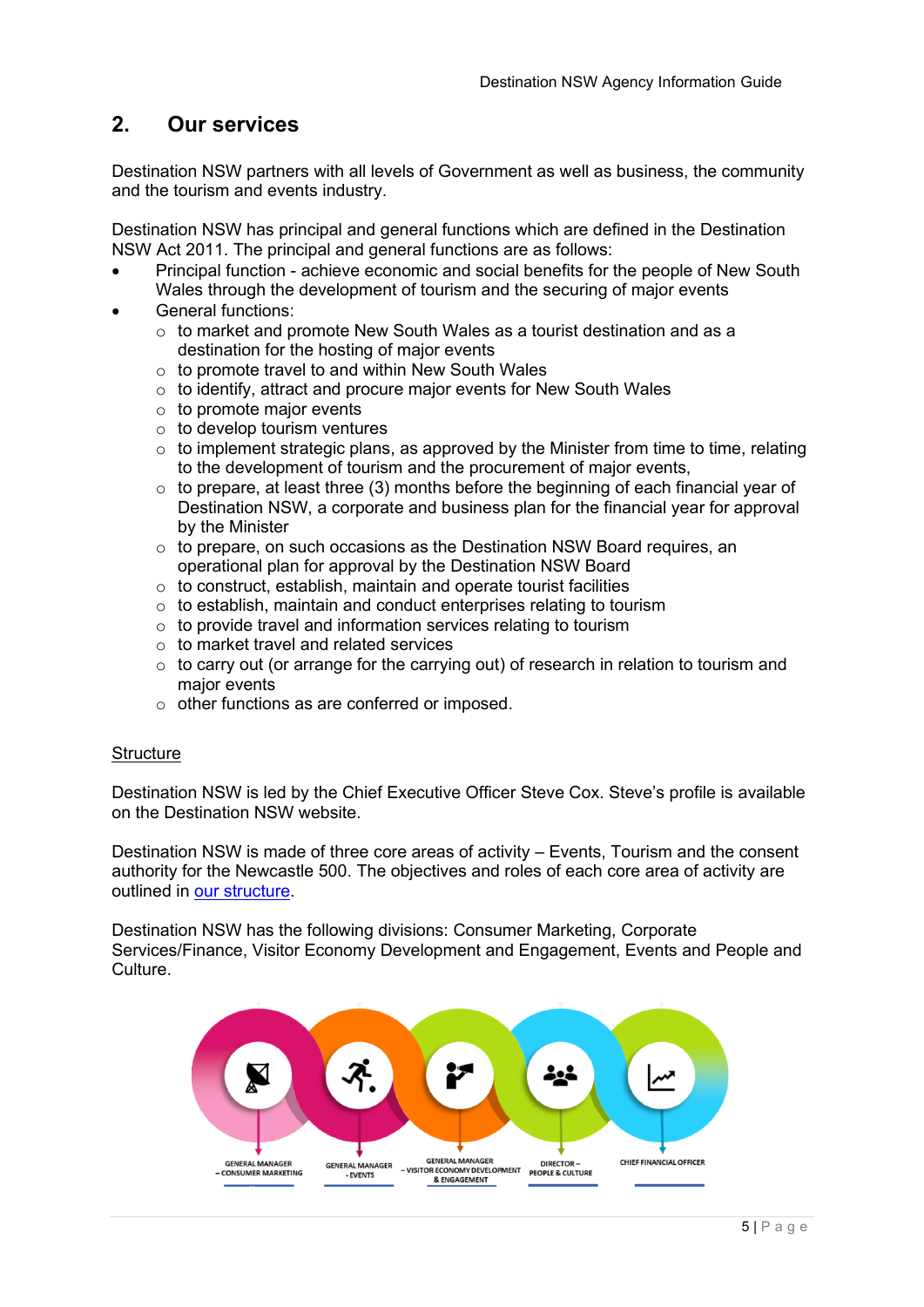## 2. Our services

Destination NSW partners with all levels of Government as well as business, the community and the tourism and events industry.

Destination NSW has principal and general functions which are defined in the Destination NSW Act 2011. The principal and general functions are as follows:

- Principal function - achieve economic and social benefits for the people of New South Wales through the development of tourism and the securing of major events
- General functions:
  - to market and promote New South Wales as a tourist destination and as a destination for the hosting of major events
  - to promote travel to and within New South Wales
  - to identify, attract and procure major events for New South Wales
  - to promote major events
  - to develop tourism ventures
  - to implement strategic plans, as approved by the Minister from time to time, relating to the development of tourism and the procurement of major events,
  - to prepare, at least three (3) months before the beginning of each financial year of Destination NSW, a corporate and business plan for the financial year for approval by the Minister
  - to prepare, on such occasions as the Destination NSW Board requires, an operational plan for approval by the Destination NSW Board
  - to construct, establish, maintain and operate tourist facilities
  - to establish, maintain and conduct enterprises relating to tourism
  - to provide travel and information services relating to tourism
  - to market travel and related services
  - to carry out (or arrange for the carrying out) of research in relation to tourism and major events
  - other functions as are conferred or imposed.

<u>Structure</u>

Destination NSW is led by the Chief Executive Officer Steve Cox. Steve's profile is available on the Destination NSW website.

Destination NSW is made of three core areas of activity – Events, Tourism and the consent authority for the Newcastle 500. The objectives and roles of each core area of activity are outlined in [our structure](our structure).

Destination NSW has the following divisions: Consumer Marketing, Corporate Services/Finance, Visitor Economy Development and Engagement, Events and People and Culture.

GENERAL MANAGER – CONSUMER MARKETING | GENERAL MANAGER - EVENTS | GENERAL MANAGER – VISITOR ECONOMY DEVELOPMENT & ENGAGEMENT | DIRECTOR – PEOPLE & CULTURE | CHIEF FINANCIAL OFFICER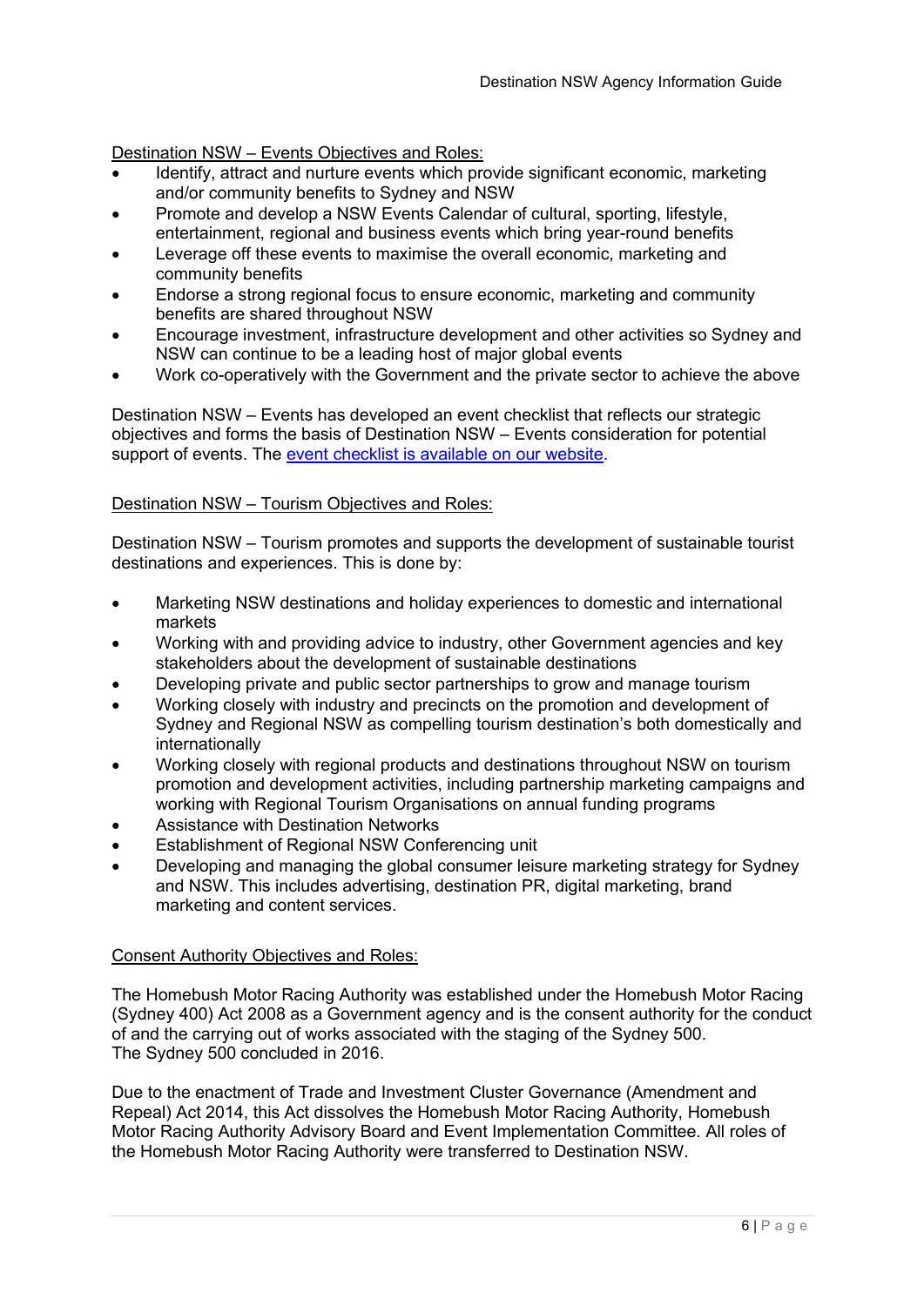Destination NSW – Events Objectives and Roles:

- Identify, attract and nurture events which provide significant economic, marketing and/or community benefits to Sydney and NSW
- Promote and develop a NSW Events Calendar of cultural, sporting, lifestyle, entertainment, regional and business events which bring year-round benefits
- Leverage off these events to maximise the overall economic, marketing and community benefits
- Endorse a strong regional focus to ensure economic, marketing and community benefits are shared throughout NSW
- Encourage investment, infrastructure development and other activities so Sydney and NSW can continue to be a leading host of major global events
- Work co-operatively with the Government and the private sector to achieve the above

Destination NSW – Events has developed an event checklist that reflects our strategic objectives and forms the basis of Destination NSW – Events consideration for potential support of events. The event checklist is available on our website.

Destination NSW – Tourism Objectives and Roles:

Destination NSW – Tourism promotes and supports the development of sustainable tourist destinations and experiences. This is done by:

- Marketing NSW destinations and holiday experiences to domestic and international markets
- Working with and providing advice to industry, other Government agencies and key stakeholders about the development of sustainable destinations
- Developing private and public sector partnerships to grow and manage tourism
- Working closely with industry and precincts on the promotion and development of Sydney and Regional NSW as compelling tourism destination's both domestically and internationally
- Working closely with regional products and destinations throughout NSW on tourism promotion and development activities, including partnership marketing campaigns and working with Regional Tourism Organisations on annual funding programs
- Assistance with Destination Networks
- Establishment of Regional NSW Conferencing unit
- Developing and managing the global consumer leisure marketing strategy for Sydney and NSW. This includes advertising, destination PR, digital marketing, brand marketing and content services.

Consent Authority Objectives and Roles:

The Homebush Motor Racing Authority was established under the Homebush Motor Racing (Sydney 400) Act 2008 as a Government agency and is the consent authority for the conduct of and the carrying out of works associated with the staging of the Sydney 500. The Sydney 500 concluded in 2016.

Due to the enactment of Trade and Investment Cluster Governance (Amendment and Repeal) Act 2014, this Act dissolves the Homebush Motor Racing Authority, Homebush Motor Racing Authority Advisory Board and Event Implementation Committee. All roles of the Homebush Motor Racing Authority were transferred to Destination NSW.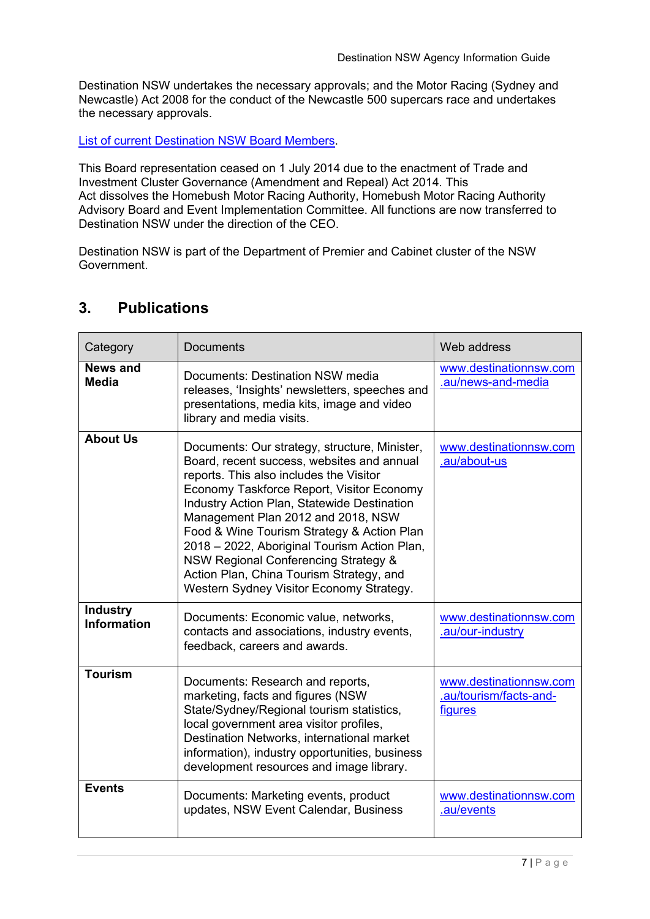Destination NSW undertakes the necessary approvals; and the Motor Racing (Sydney and Newcastle) Act 2008 for the conduct of the Newcastle 500 supercars race and undertakes the necessary approvals.

[List of current Destination NSW Board Members](#).

This Board representation ceased on 1 July 2014 due to the enactment of Trade and Investment Cluster Governance (Amendment and Repeal) Act 2014. This Act dissolves the Homebush Motor Racing Authority, Homebush Motor Racing Authority Advisory Board and Event Implementation Committee. All functions are now transferred to Destination NSW under the direction of the CEO.

Destination NSW is part of the Department of Premier and Cabinet cluster of the NSW Government.

## 3. Publications

| Category | Documents | Web address |
|---|---|---|
| **News and Media** | Documents: Destination NSW media releases, 'Insights' newsletters, speeches and presentations, media kits, image and video library and media visits. | www.destinationnsw.com.au/news-and-media |
| **About Us** | Documents: Our strategy, structure, Minister, Board, recent success, websites and annual reports. This also includes the Visitor Economy Taskforce Report, Visitor Economy Industry Action Plan, Statewide Destination Management Plan 2012 and 2018, NSW Food & Wine Tourism Strategy & Action Plan 2018 – 2022, Aboriginal Tourism Action Plan, NSW Regional Conferencing Strategy & Action Plan, China Tourism Strategy, and Western Sydney Visitor Economy Strategy. | www.destinationnsw.com.au/about-us |
| **Industry Information** | Documents: Economic value, networks, contacts and associations, industry events, feedback, careers and awards. | www.destinationnsw.com.au/our-industry |
| **Tourism** | Documents: Research and reports, marketing, facts and figures (NSW State/Sydney/Regional tourism statistics, local government area visitor profiles, Destination Networks, international market information), industry opportunities, business development resources and image library. | www.destinationnsw.com.au/tourism/facts-and-figures |
| **Events** | Documents: Marketing events, product updates, NSW Event Calendar, Business | www.destinationnsw.com.au/events |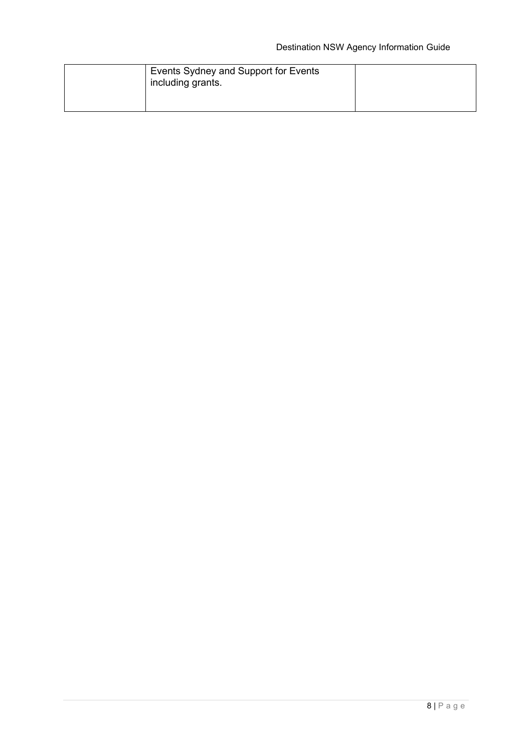| | | |
|---|---|---|
| | Events Sydney and Support for Events including grants. | |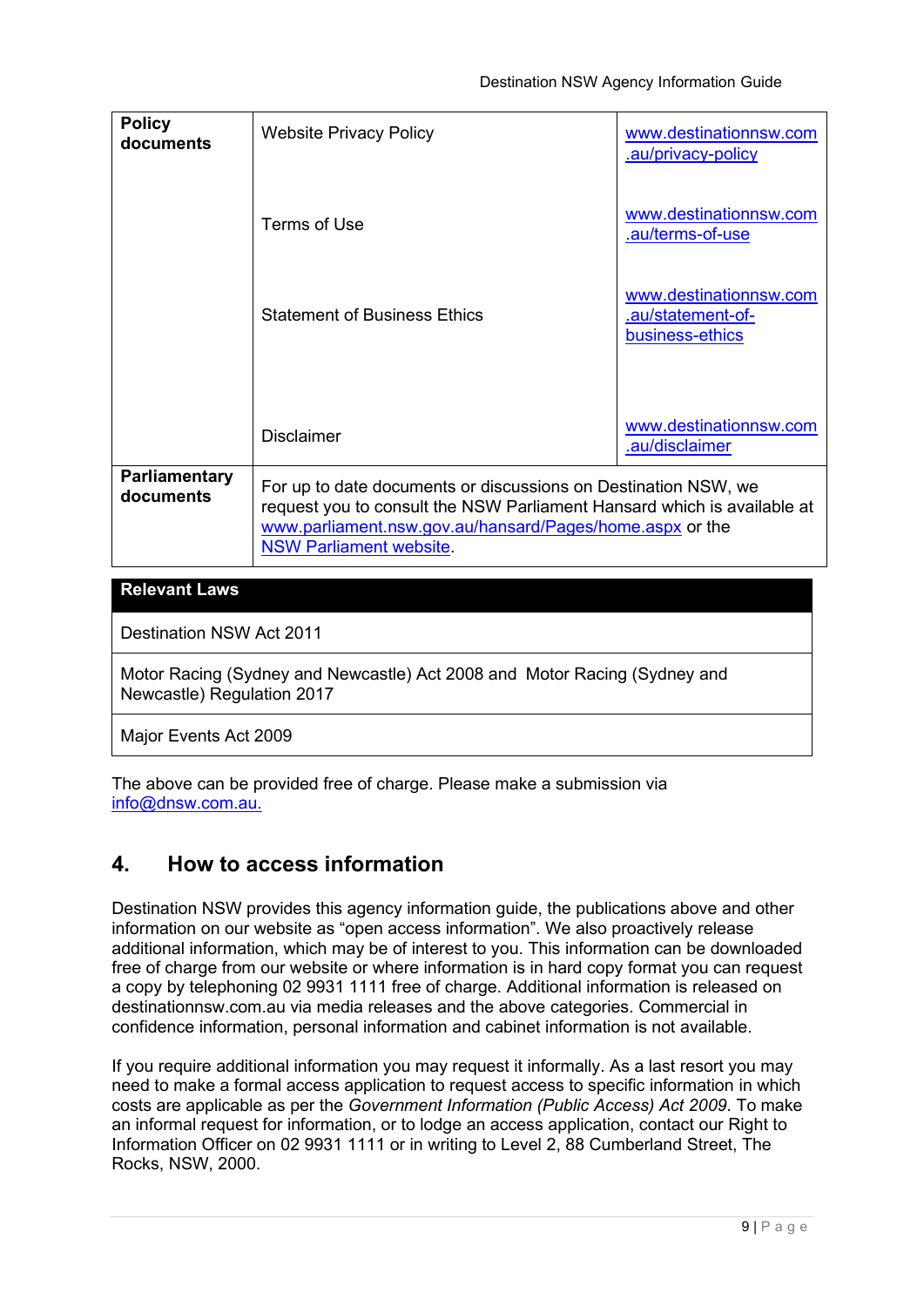| Policy documents | Website Privacy Policy | www.destinationnsw.com.au/privacy-policy |
|---|---|---|
| | Terms of Use | www.destinationnsw.com.au/terms-of-use |
| | Statement of Business Ethics | www.destinationnsw.com.au/statement-of-business-ethics |
| | Disclaimer | www.destinationnsw.com.au/disclaimer |
| Parliamentary documents | For up to date documents or discussions on Destination NSW, we request you to consult the NSW Parliament Hansard which is available at www.parliament.nsw.gov.au/hansard/Pages/home.aspx or the NSW Parliament website. | |

| Relevant Laws |
|---|
| Destination NSW Act 2011 |
| Motor Racing (Sydney and Newcastle) Act 2008 and Motor Racing (Sydney and Newcastle) Regulation 2017 |
| Major Events Act 2009 |

The above can be provided free of charge. Please make a submission via info@dnsw.com.au.

## 4. How to access information

Destination NSW provides this agency information guide, the publications above and other information on our website as "open access information". We also proactively release additional information, which may be of interest to you. This information can be downloaded free of charge from our website or where information is in hard copy format you can request a copy by telephoning 02 9931 1111 free of charge. Additional information is released on destinationnsw.com.au via media releases and the above categories. Commercial in confidence information, personal information and cabinet information is not available.

If you require additional information you may request it informally. As a last resort you may need to make a formal access application to request access to specific information in which costs are applicable as per the *Government Information (Public Access) Act 2009*. To make an informal request for information, or to lodge an access application, contact our Right to Information Officer on 02 9931 1111 or in writing to Level 2, 88 Cumberland Street, The Rocks, NSW, 2000.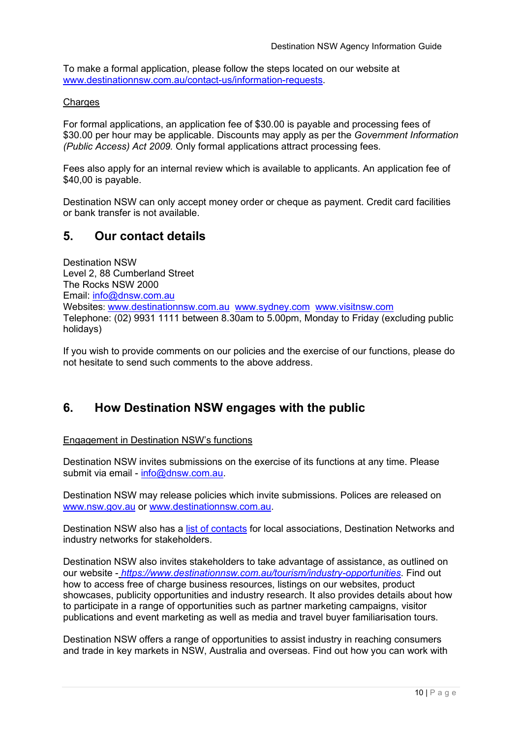To make a formal application, please follow the steps located on our website at [www.destinationnsw.com.au/contact-us/information-requests](www.destinationnsw.com.au/contact-us/information-requests).

Charges

For formal applications, an application fee of $30.00 is payable and processing fees of $30.00 per hour may be applicable. Discounts may apply as per the *Government Information (Public Access) Act 2009.* Only formal applications attract processing fees.

Fees also apply for an internal review which is available to applicants. An application fee of $40,00 is payable.

Destination NSW can only accept money order or cheque as payment. Credit card facilities or bank transfer is not available.

## 5. Our contact details

Destination NSW
Level 2, 88 Cumberland Street
The Rocks NSW 2000
Email: [info@dnsw.com.au](mailto:info@dnsw.com.au)
Websites: [www.destinationnsw.com.au](www.destinationnsw.com.au) [www.sydney.com](www.sydney.com) [www.visitnsw.com](www.visitnsw.com)
Telephone: (02) 9931 1111 between 8.30am to 5.00pm, Monday to Friday (excluding public holidays)

If you wish to provide comments on our policies and the exercise of our functions, please do not hesitate to send such comments to the above address.

## 6. How Destination NSW engages with the public

Engagement in Destination NSW's functions

Destination NSW invites submissions on the exercise of its functions at any time. Please submit via email - [info@dnsw.com.au](mailto:info@dnsw.com.au).

Destination NSW may release policies which invite submissions. Polices are released on [www.nsw.gov.au](www.nsw.gov.au) or [www.destinationnsw.com.au](www.destinationnsw.com.au).

Destination NSW also has a list of contacts for local associations, Destination Networks and industry networks for stakeholders.

Destination NSW also invites stakeholders to take advantage of assistance, as outlined on our website - *[https://www.destinationnsw.com.au/tourism/industry-opportunities](https://www.destinationnsw.com.au/tourism/industry-opportunities)*. Find out how to access free of charge business resources, listings on our websites, product showcases, publicity opportunities and industry research. It also provides details about how to participate in a range of opportunities such as partner marketing campaigns, visitor publications and event marketing as well as media and travel buyer familiarisation tours.

Destination NSW offers a range of opportunities to assist industry in reaching consumers and trade in key markets in NSW, Australia and overseas. Find out how you can work with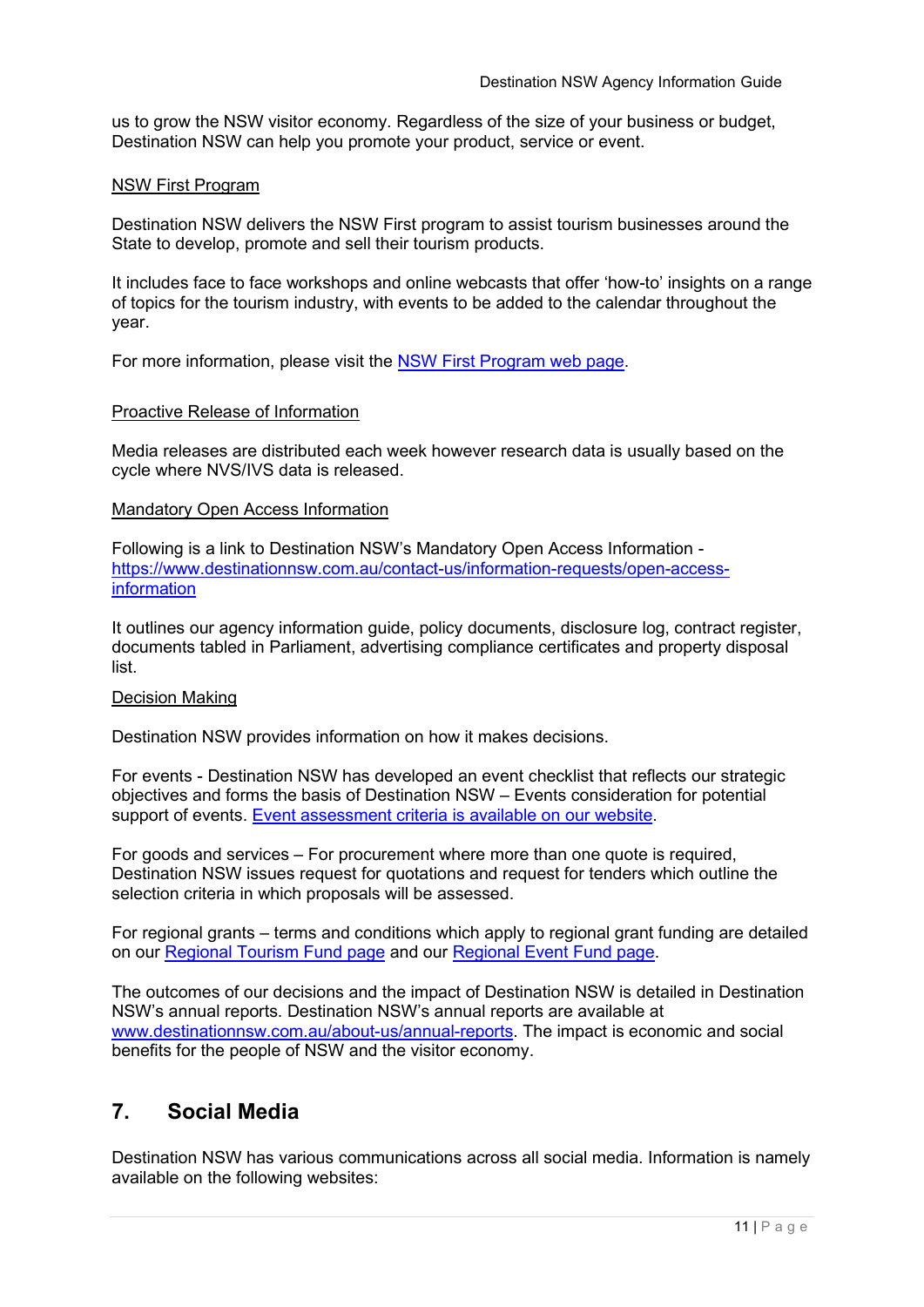us to grow the NSW visitor economy. Regardless of the size of your business or budget, Destination NSW can help you promote your product, service or event.

NSW First Program

Destination NSW delivers the NSW First program to assist tourism businesses around the State to develop, promote and sell their tourism products.

It includes face to face workshops and online webcasts that offer 'how-to' insights on a range of topics for the tourism industry, with events to be added to the calendar throughout the year.

For more information, please visit the NSW First Program web page.

Proactive Release of Information

Media releases are distributed each week however research data is usually based on the cycle where NVS/IVS data is released.

Mandatory Open Access Information

Following is a link to Destination NSW's Mandatory Open Access Information - https://www.destinationnsw.com.au/contact-us/information-requests/open-access-information

It outlines our agency information guide, policy documents, disclosure log, contract register, documents tabled in Parliament, advertising compliance certificates and property disposal list.

Decision Making

Destination NSW provides information on how it makes decisions.

For events - Destination NSW has developed an event checklist that reflects our strategic objectives and forms the basis of Destination NSW – Events consideration for potential support of events. Event assessment criteria is available on our website.

For goods and services – For procurement where more than one quote is required, Destination NSW issues request for quotations and request for tenders which outline the selection criteria in which proposals will be assessed.

For regional grants – terms and conditions which apply to regional grant funding are detailed on our Regional Tourism Fund page and our Regional Event Fund page.

The outcomes of our decisions and the impact of Destination NSW is detailed in Destination NSW's annual reports. Destination NSW's annual reports are available at www.destinationnsw.com.au/about-us/annual-reports. The impact is economic and social benefits for the people of NSW and the visitor economy.

## 7. Social Media

Destination NSW has various communications across all social media. Information is namely available on the following websites: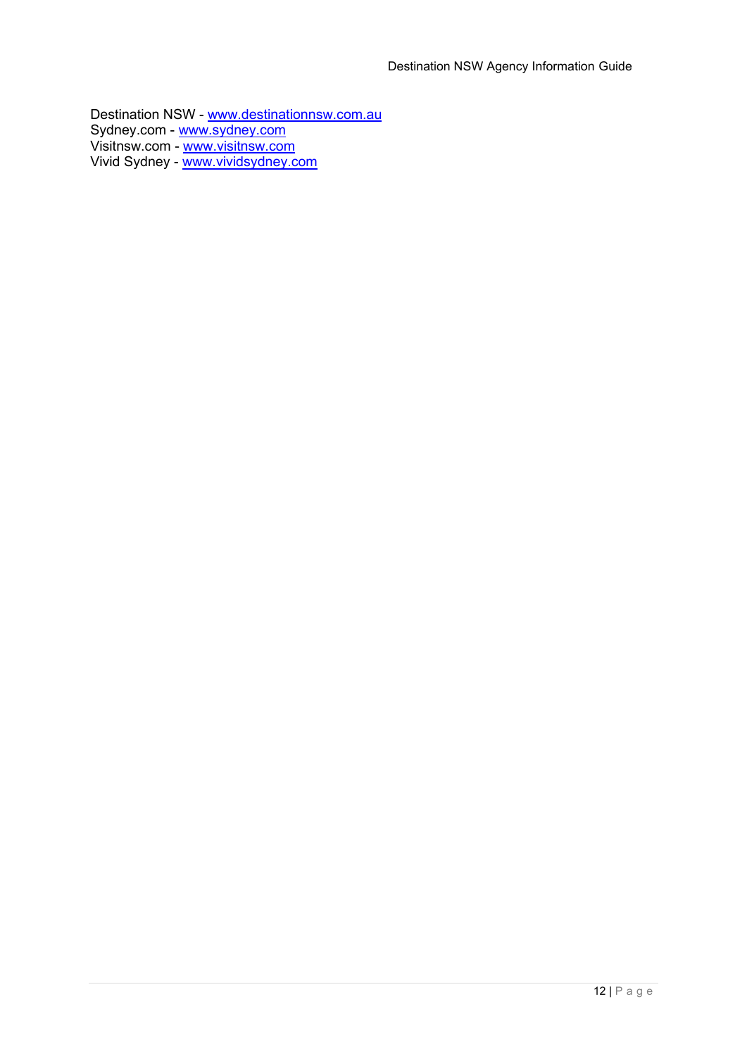Destination NSW - [www.destinationnsw.com.au](http://www.destinationnsw.com.au)
Sydney.com - [www.sydney.com](http://www.sydney.com)
Visitnsw.com - [www.visitnsw.com](http://www.visitnsw.com)
Vivid Sydney - [www.vividsydney.com](http://www.vividsydney.com)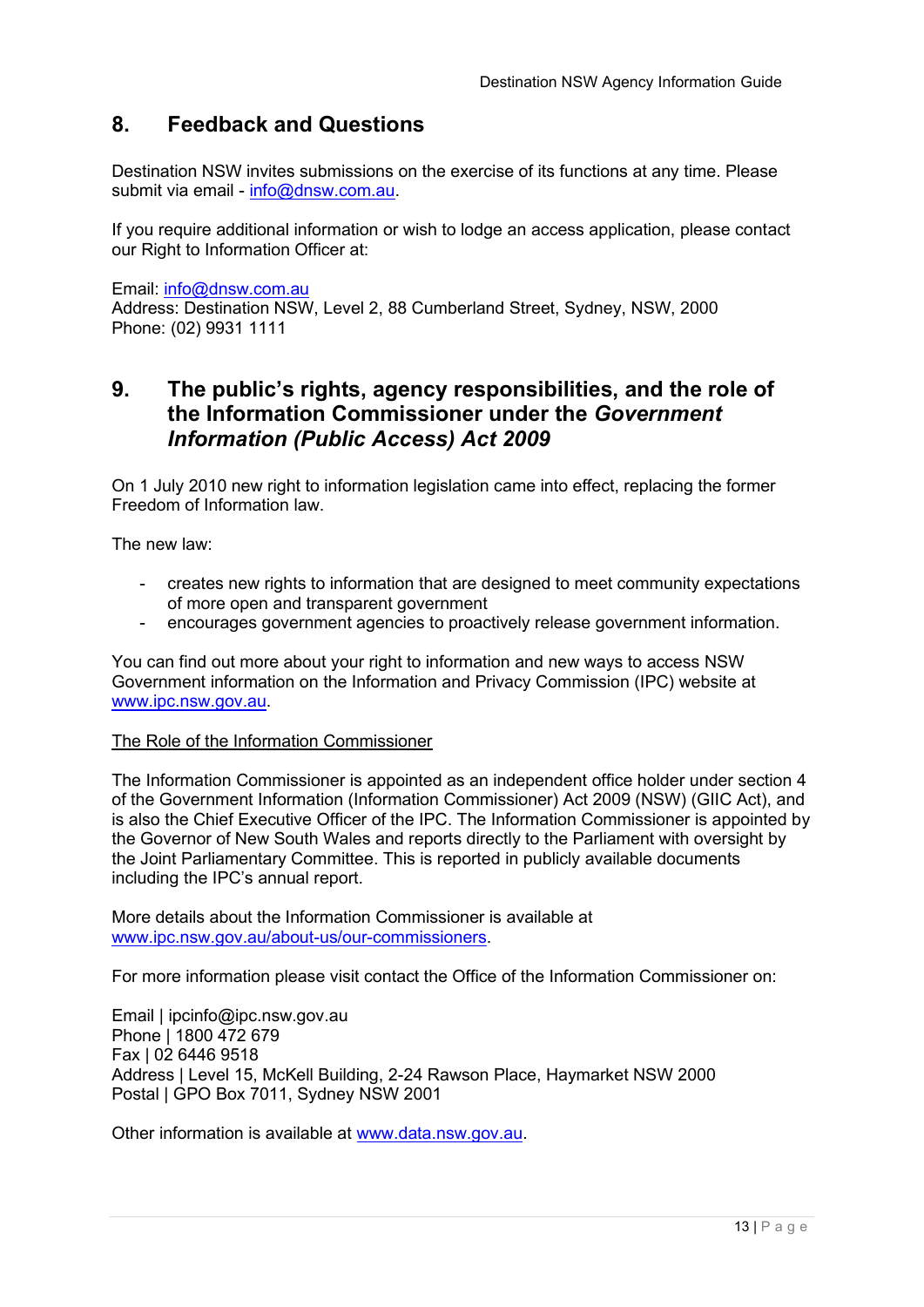## 8. Feedback and Questions

Destination NSW invites submissions on the exercise of its functions at any time. Please submit via email - info@dnsw.com.au.

If you require additional information or wish to lodge an access application, please contact our Right to Information Officer at:

Email: info@dnsw.com.au
Address: Destination NSW, Level 2, 88 Cumberland Street, Sydney, NSW, 2000
Phone: (02) 9931 1111

## 9. The public's rights, agency responsibilities, and the role of the Information Commissioner under the *Government Information (Public Access) Act 2009*

On 1 July 2010 new right to information legislation came into effect, replacing the former Freedom of Information law.

The new law:

- creates new rights to information that are designed to meet community expectations of more open and transparent government
- encourages government agencies to proactively release government information.

You can find out more about your right to information and new ways to access NSW Government information on the Information and Privacy Commission (IPC) website at www.ipc.nsw.gov.au.

The Role of the Information Commissioner

The Information Commissioner is appointed as an independent office holder under section 4 of the Government Information (Information Commissioner) Act 2009 (NSW) (GIIC Act), and is also the Chief Executive Officer of the IPC. The Information Commissioner is appointed by the Governor of New South Wales and reports directly to the Parliament with oversight by the Joint Parliamentary Committee. This is reported in publicly available documents including the IPC's annual report.

More details about the Information Commissioner is available at www.ipc.nsw.gov.au/about-us/our-commissioners.

For more information please visit contact the Office of the Information Commissioner on:

Email | ipcinfo@ipc.nsw.gov.au
Phone | 1800 472 679
Fax | 02 6446 9518
Address | Level 15, McKell Building, 2-24 Rawson Place, Haymarket NSW 2000
Postal | GPO Box 7011, Sydney NSW 2001

Other information is available at www.data.nsw.gov.au.